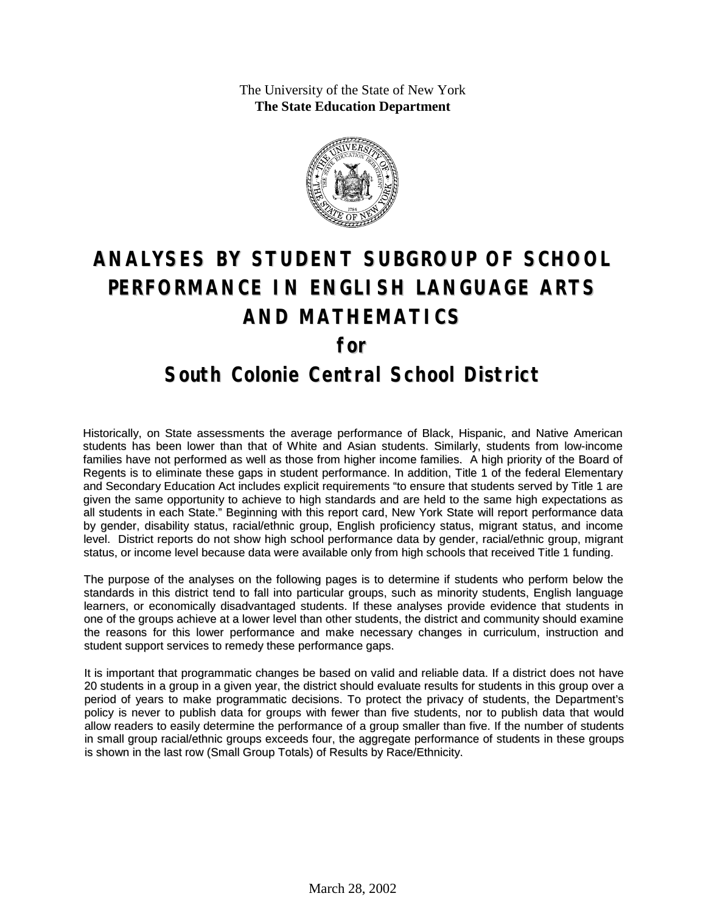The University of the State of New York
**The State Education Department**

# ANALYSES BY STUDENT SUBGROUP OF SCHOOL PERFORMANCE IN ENGLISH LANGUAGE ARTS AND MATHEMATICS

## for

# South Colonie Central School District

Historically, on State assessments the average performance of Black, Hispanic, and Native American students has been lower than that of White and Asian students. Similarly, students from low-income families have not performed as well as those from higher income families. A high priority of the Board of Regents is to eliminate these gaps in student performance. In addition, Title 1 of the federal Elementary and Secondary Education Act includes explicit requirements "to ensure that students served by Title 1 are given the same opportunity to achieve to high standards and are held to the same high expectations as all students in each State." Beginning with this report card, New York State will report performance data by gender, disability status, racial/ethnic group, English proficiency status, migrant status, and income level. District reports do not show high school performance data by gender, racial/ethnic group, migrant status, or income level because data were available only from high schools that received Title 1 funding.

The purpose of the analyses on the following pages is to determine if students who perform below the standards in this district tend to fall into particular groups, such as minority students, English language learners, or economically disadvantaged students. If these analyses provide evidence that students in one of the groups achieve at a lower level than other students, the district and community should examine the reasons for this lower performance and make necessary changes in curriculum, instruction and student support services to remedy these performance gaps.

It is important that programmatic changes be based on valid and reliable data. If a district does not have 20 students in a group in a given year, the district should evaluate results for students in this group over a period of years to make programmatic decisions. To protect the privacy of students, the Department's policy is never to publish data for groups with fewer than five students, nor to publish data that would allow readers to easily determine the performance of a group smaller than five. If the number of students in small group racial/ethnic groups exceeds four, the aggregate performance of students in these groups is shown in the last row (Small Group Totals) of Results by Race/Ethnicity.

March 28, 2002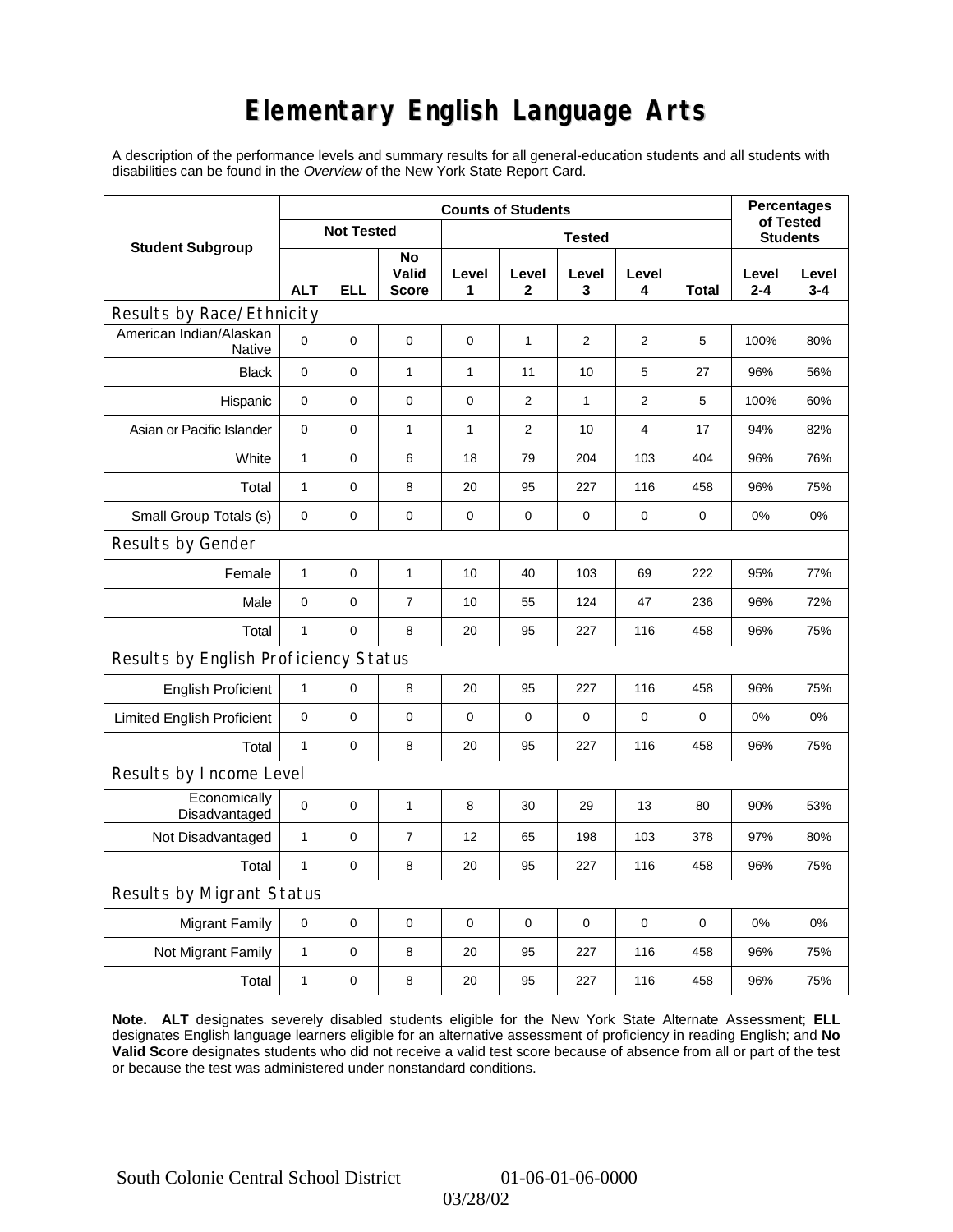# Elementary English Language Arts

A description of the performance levels and summary results for all general-education students and all students with disabilities can be found in the *Overview* of the New York State Report Card.

| Student Subgroup | Counts of Students | | | | | | | | Percentages of Tested Students | |
|---|---|---|---|---|---|---|---|---|---|---|
| | Not Tested | | | Tested | | | | | | |
| | ALT | ELL | No Valid Score | Level 1 | Level 2 | Level 3 | Level 4 | Total | Level 2-4 | Level 3-4 |
| **Results by Race/Ethnicity** | | | | | | | | | | |
| American Indian/Alaskan Native | 0 | 0 | 0 | 0 | 1 | 2 | 2 | 5 | 100% | 80% |
| Black | 0 | 0 | 1 | 1 | 11 | 10 | 5 | 27 | 96% | 56% |
| Hispanic | 0 | 0 | 0 | 0 | 2 | 1 | 2 | 5 | 100% | 60% |
| Asian or Pacific Islander | 0 | 0 | 1 | 1 | 2 | 10 | 4 | 17 | 94% | 82% |
| White | 1 | 0 | 6 | 18 | 79 | 204 | 103 | 404 | 96% | 76% |
| Total | 1 | 0 | 8 | 20 | 95 | 227 | 116 | 458 | 96% | 75% |
| Small Group Totals (s) | 0 | 0 | 0 | 0 | 0 | 0 | 0 | 0 | 0% | 0% |
| **Results by Gender** | | | | | | | | | | |
| Female | 1 | 0 | 1 | 10 | 40 | 103 | 69 | 222 | 95% | 77% |
| Male | 0 | 0 | 7 | 10 | 55 | 124 | 47 | 236 | 96% | 72% |
| Total | 1 | 0 | 8 | 20 | 95 | 227 | 116 | 458 | 96% | 75% |
| **Results by English Proficiency Status** | | | | | | | | | | |
| English Proficient | 1 | 0 | 8 | 20 | 95 | 227 | 116 | 458 | 96% | 75% |
| Limited English Proficient | 0 | 0 | 0 | 0 | 0 | 0 | 0 | 0 | 0% | 0% |
| Total | 1 | 0 | 8 | 20 | 95 | 227 | 116 | 458 | 96% | 75% |
| **Results by Income Level** | | | | | | | | | | |
| Economically Disadvantaged | 0 | 0 | 1 | 8 | 30 | 29 | 13 | 80 | 90% | 53% |
| Not Disadvantaged | 1 | 0 | 7 | 12 | 65 | 198 | 103 | 378 | 97% | 80% |
| Total | 1 | 0 | 8 | 20 | 95 | 227 | 116 | 458 | 96% | 75% |
| **Results by Migrant Status** | | | | | | | | | | |
| Migrant Family | 0 | 0 | 0 | 0 | 0 | 0 | 0 | 0 | 0% | 0% |
| Not Migrant Family | 1 | 0 | 8 | 20 | 95 | 227 | 116 | 458 | 96% | 75% |
| Total | 1 | 0 | 8 | 20 | 95 | 227 | 116 | 458 | 96% | 75% |

**Note. ALT** designates severely disabled students eligible for the New York State Alternate Assessment; **ELL** designates English language learners eligible for an alternative assessment of proficiency in reading English; and **No Valid Score** designates students who did not receive a valid test score because of absence from all or part of the test or because the test was administered under nonstandard conditions.

South Colonie Central School District 01-06-01-06-0000

03/28/02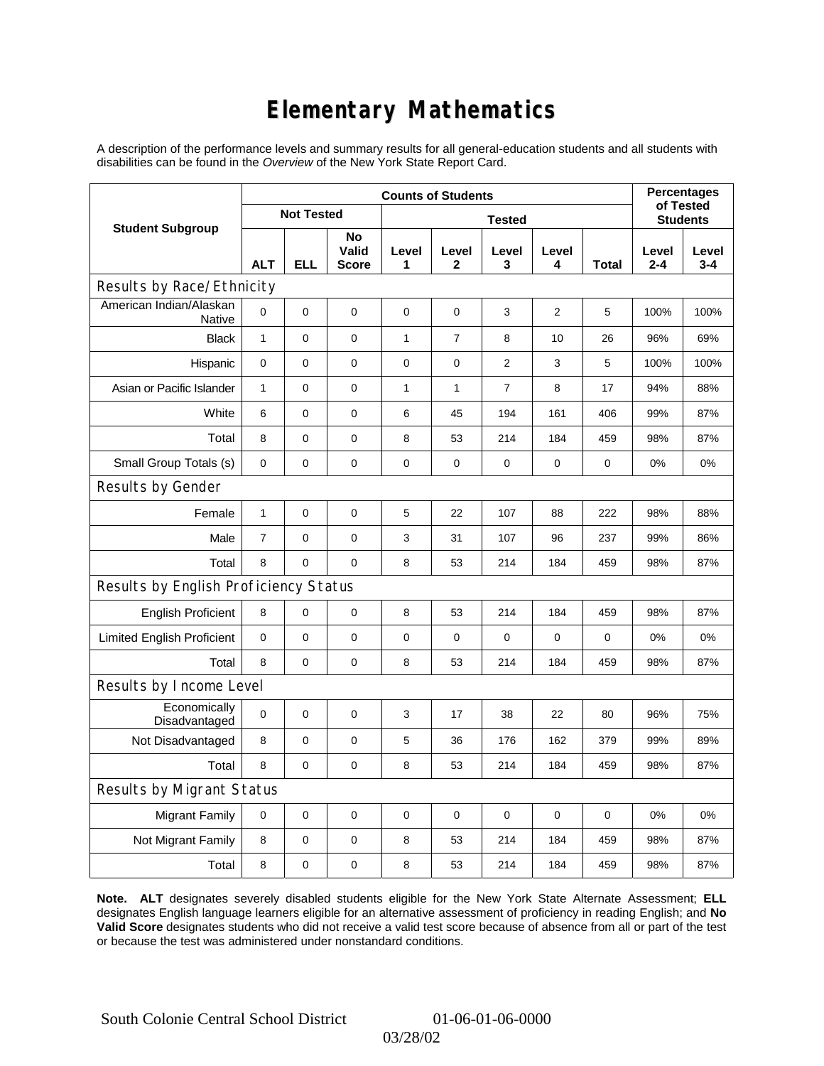# Elementary Mathematics

A description of the performance levels and summary results for all general-education students and all students with disabilities can be found in the *Overview* of the New York State Report Card.

| Student Subgroup | Counts of Students | | | | | | | | Percentages of Tested Students | |
|---|---|---|---|---|---|---|---|---|---|---|
| | Not Tested | | | Tested | | | | | | |
| | ALT | ELL | No Valid Score | Level 1 | Level 2 | Level 3 | Level 4 | Total | Level 2-4 | Level 3-4 |
| **Results by Race/Ethnicity** | | | | | | | | | | |
| American Indian/Alaskan Native | 0 | 0 | 0 | 0 | 0 | 3 | 2 | 5 | 100% | 100% |
| Black | 1 | 0 | 0 | 1 | 7 | 8 | 10 | 26 | 96% | 69% |
| Hispanic | 0 | 0 | 0 | 0 | 0 | 2 | 3 | 5 | 100% | 100% |
| Asian or Pacific Islander | 1 | 0 | 0 | 1 | 1 | 7 | 8 | 17 | 94% | 88% |
| White | 6 | 0 | 0 | 6 | 45 | 194 | 161 | 406 | 99% | 87% |
| Total | 8 | 0 | 0 | 8 | 53 | 214 | 184 | 459 | 98% | 87% |
| Small Group Totals (s) | 0 | 0 | 0 | 0 | 0 | 0 | 0 | 0 | 0% | 0% |
| **Results by Gender** | | | | | | | | | | |
| Female | 1 | 0 | 0 | 5 | 22 | 107 | 88 | 222 | 98% | 88% |
| Male | 7 | 0 | 0 | 3 | 31 | 107 | 96 | 237 | 99% | 86% |
| Total | 8 | 0 | 0 | 8 | 53 | 214 | 184 | 459 | 98% | 87% |
| **Results by English Proficiency Status** | | | | | | | | | | |
| English Proficient | 8 | 0 | 0 | 8 | 53 | 214 | 184 | 459 | 98% | 87% |
| Limited English Proficient | 0 | 0 | 0 | 0 | 0 | 0 | 0 | 0 | 0% | 0% |
| Total | 8 | 0 | 0 | 8 | 53 | 214 | 184 | 459 | 98% | 87% |
| **Results by Income Level** | | | | | | | | | | |
| Economically Disadvantaged | 0 | 0 | 0 | 3 | 17 | 38 | 22 | 80 | 96% | 75% |
| Not Disadvantaged | 8 | 0 | 0 | 5 | 36 | 176 | 162 | 379 | 99% | 89% |
| Total | 8 | 0 | 0 | 8 | 53 | 214 | 184 | 459 | 98% | 87% |
| **Results by Migrant Status** | | | | | | | | | | |
| Migrant Family | 0 | 0 | 0 | 0 | 0 | 0 | 0 | 0 | 0% | 0% |
| Not Migrant Family | 8 | 0 | 0 | 8 | 53 | 214 | 184 | 459 | 98% | 87% |
| Total | 8 | 0 | 0 | 8 | 53 | 214 | 184 | 459 | 98% | 87% |

**Note. ALT** designates severely disabled students eligible for the New York State Alternate Assessment; **ELL** designates English language learners eligible for an alternative assessment of proficiency in reading English; and **No Valid Score** designates students who did not receive a valid test score because of absence from all or part of the test or because the test was administered under nonstandard conditions.

South Colonie Central School District 01-06-01-06-0000 03/28/02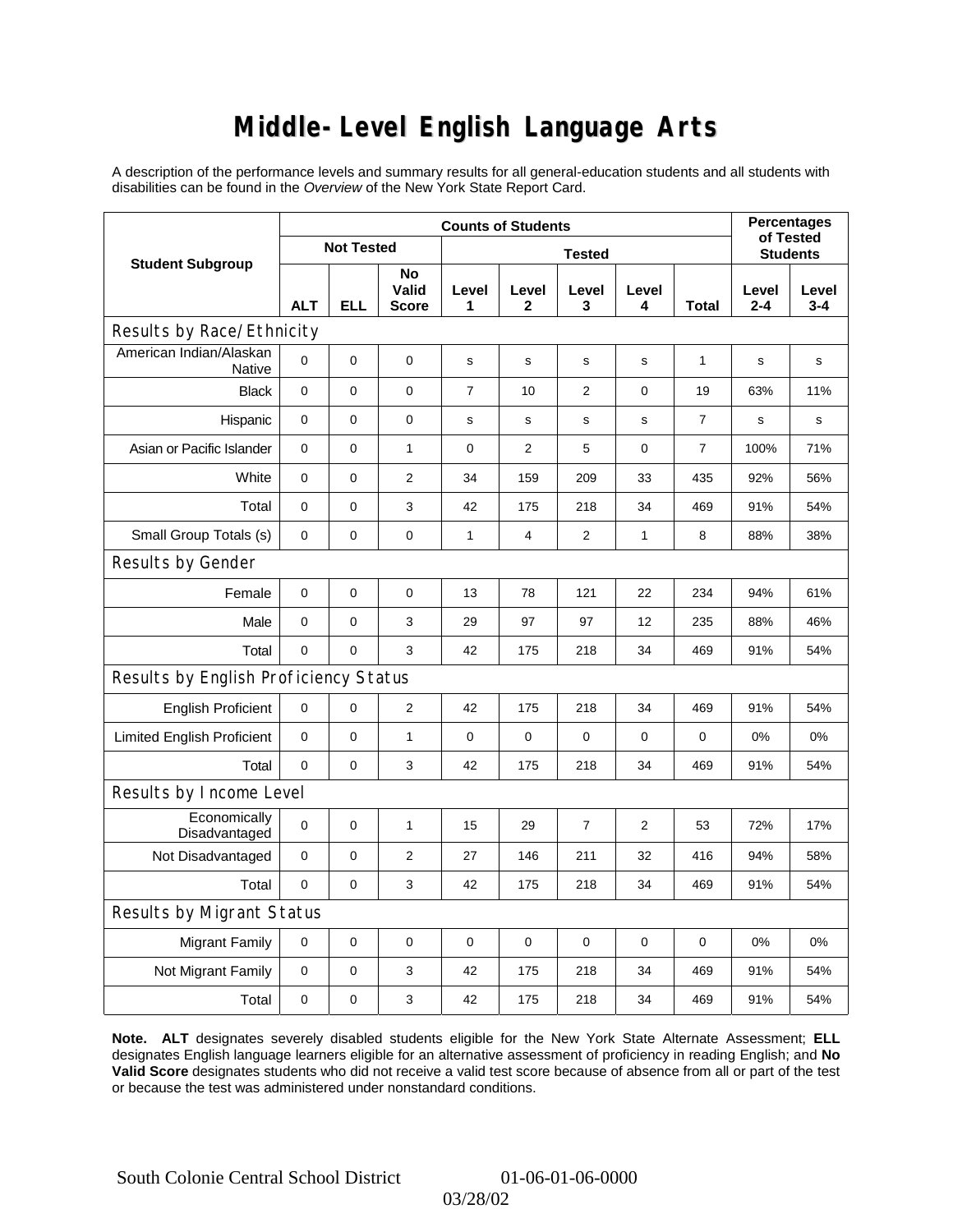# Middle-Level English Language Arts

A description of the performance levels and summary results for all general-education students and all students with disabilities can be found in the *Overview* of the New York State Report Card.

| Student Subgroup | Counts of Students | | | | | | | | Percentages of Tested Students | |
|---|---|---|---|---|---|---|---|---|---|---|
| | Not Tested | | | Tested | | | | | | |
| | ALT | ELL | No Valid Score | Level 1 | Level 2 | Level 3 | Level 4 | Total | Level 2-4 | Level 3-4 |
| **Results by Race/Ethnicity** | | | | | | | | | | |
| American Indian/Alaskan Native | 0 | 0 | 0 | s | s | s | s | 1 | s | s |
| Black | 0 | 0 | 0 | 7 | 10 | 2 | 0 | 19 | 63% | 11% |
| Hispanic | 0 | 0 | 0 | s | s | s | s | 7 | s | s |
| Asian or Pacific Islander | 0 | 0 | 1 | 0 | 2 | 5 | 0 | 7 | 100% | 71% |
| White | 0 | 0 | 2 | 34 | 159 | 209 | 33 | 435 | 92% | 56% |
| Total | 0 | 0 | 3 | 42 | 175 | 218 | 34 | 469 | 91% | 54% |
| Small Group Totals (s) | 0 | 0 | 0 | 1 | 4 | 2 | 1 | 8 | 88% | 38% |
| **Results by Gender** | | | | | | | | | | |
| Female | 0 | 0 | 0 | 13 | 78 | 121 | 22 | 234 | 94% | 61% |
| Male | 0 | 0 | 3 | 29 | 97 | 97 | 12 | 235 | 88% | 46% |
| Total | 0 | 0 | 3 | 42 | 175 | 218 | 34 | 469 | 91% | 54% |
| **Results by English Proficiency Status** | | | | | | | | | | |
| English Proficient | 0 | 0 | 2 | 42 | 175 | 218 | 34 | 469 | 91% | 54% |
| Limited English Proficient | 0 | 0 | 1 | 0 | 0 | 0 | 0 | 0 | 0% | 0% |
| Total | 0 | 0 | 3 | 42 | 175 | 218 | 34 | 469 | 91% | 54% |
| **Results by Income Level** | | | | | | | | | | |
| Economically Disadvantaged | 0 | 0 | 1 | 15 | 29 | 7 | 2 | 53 | 72% | 17% |
| Not Disadvantaged | 0 | 0 | 2 | 27 | 146 | 211 | 32 | 416 | 94% | 58% |
| Total | 0 | 0 | 3 | 42 | 175 | 218 | 34 | 469 | 91% | 54% |
| **Results by Migrant Status** | | | | | | | | | | |
| Migrant Family | 0 | 0 | 0 | 0 | 0 | 0 | 0 | 0 | 0% | 0% |
| Not Migrant Family | 0 | 0 | 3 | 42 | 175 | 218 | 34 | 469 | 91% | 54% |
| Total | 0 | 0 | 3 | 42 | 175 | 218 | 34 | 469 | 91% | 54% |

**Note. ALT** designates severely disabled students eligible for the New York State Alternate Assessment; **ELL** designates English language learners eligible for an alternative assessment of proficiency in reading English; and **No Valid Score** designates students who did not receive a valid test score because of absence from all or part of the test or because the test was administered under nonstandard conditions.

South Colonie Central School District 01-06-01-06-0000 03/28/02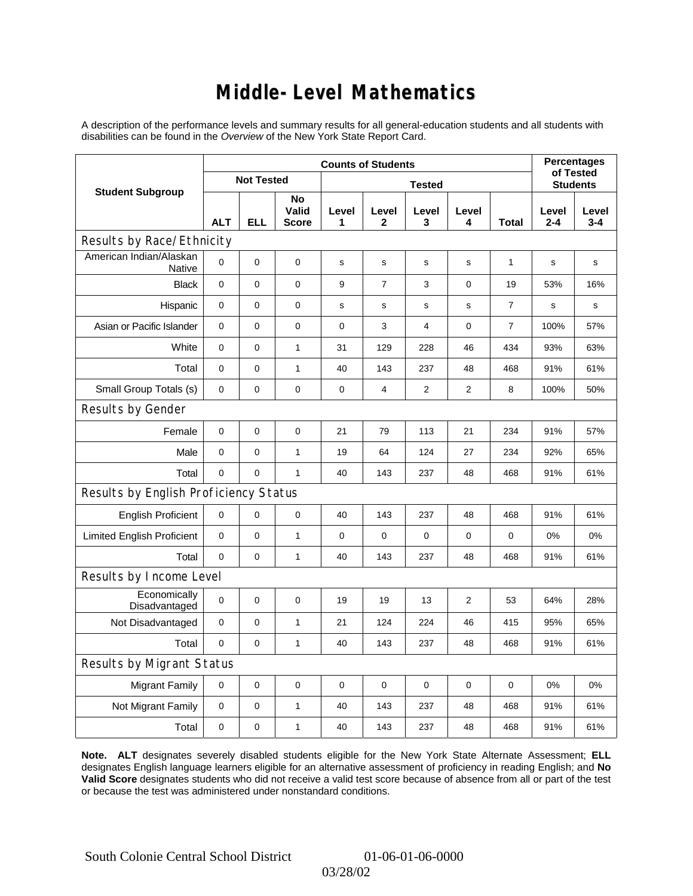# Middle-Level Mathematics

A description of the performance levels and summary results for all general-education students and all students with disabilities can be found in the *Overview* of the New York State Report Card.

| Student Subgroup | Counts of Students | | | | | | | | Percentages of Tested Students | |
|---|---|---|---|---|---|---|---|---|---|---|
| | Not Tested | | | Tested | | | | | | |
| | ALT | ELL | No Valid Score | Level 1 | Level 2 | Level 3 | Level 4 | Total | Level 2-4 | Level 3-4 |
| **Results by Race/Ethnicity** | | | | | | | | | | |
| American Indian/Alaskan Native | 0 | 0 | 0 | s | s | s | s | 1 | s | s |
| Black | 0 | 0 | 0 | 9 | 7 | 3 | 0 | 19 | 53% | 16% |
| Hispanic | 0 | 0 | 0 | s | s | s | s | 7 | s | s |
| Asian or Pacific Islander | 0 | 0 | 0 | 0 | 3 | 4 | 0 | 7 | 100% | 57% |
| White | 0 | 0 | 1 | 31 | 129 | 228 | 46 | 434 | 93% | 63% |
| Total | 0 | 0 | 1 | 40 | 143 | 237 | 48 | 468 | 91% | 61% |
| Small Group Totals (s) | 0 | 0 | 0 | 0 | 4 | 2 | 2 | 8 | 100% | 50% |
| **Results by Gender** | | | | | | | | | | |
| Female | 0 | 0 | 0 | 21 | 79 | 113 | 21 | 234 | 91% | 57% |
| Male | 0 | 0 | 1 | 19 | 64 | 124 | 27 | 234 | 92% | 65% |
| Total | 0 | 0 | 1 | 40 | 143 | 237 | 48 | 468 | 91% | 61% |
| **Results by English Proficiency Status** | | | | | | | | | | |
| English Proficient | 0 | 0 | 0 | 40 | 143 | 237 | 48 | 468 | 91% | 61% |
| Limited English Proficient | 0 | 0 | 1 | 0 | 0 | 0 | 0 | 0 | 0% | 0% |
| Total | 0 | 0 | 1 | 40 | 143 | 237 | 48 | 468 | 91% | 61% |
| **Results by Income Level** | | | | | | | | | | |
| Economically Disadvantaged | 0 | 0 | 0 | 19 | 19 | 13 | 2 | 53 | 64% | 28% |
| Not Disadvantaged | 0 | 0 | 1 | 21 | 124 | 224 | 46 | 415 | 95% | 65% |
| Total | 0 | 0 | 1 | 40 | 143 | 237 | 48 | 468 | 91% | 61% |
| **Results by Migrant Status** | | | | | | | | | | |
| Migrant Family | 0 | 0 | 0 | 0 | 0 | 0 | 0 | 0 | 0% | 0% |
| Not Migrant Family | 0 | 0 | 1 | 40 | 143 | 237 | 48 | 468 | 91% | 61% |
| Total | 0 | 0 | 1 | 40 | 143 | 237 | 48 | 468 | 91% | 61% |

**Note. ALT** designates severely disabled students eligible for the New York State Alternate Assessment; **ELL** designates English language learners eligible for an alternative assessment of proficiency in reading English; and **No Valid Score** designates students who did not receive a valid test score because of absence from all or part of the test or because the test was administered under nonstandard conditions.

South Colonie Central School District 01-06-01-06-0000

03/28/02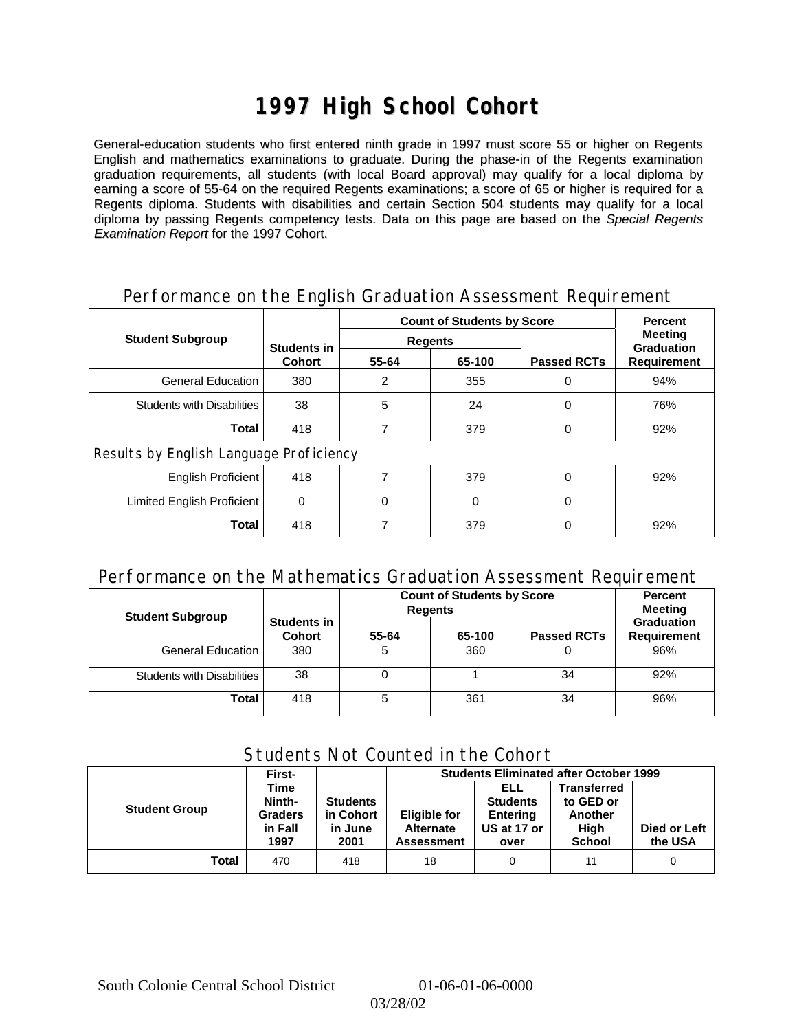# 1997 High School Cohort

General-education students who first entered ninth grade in 1997 must score 55 or higher on Regents English and mathematics examinations to graduate. During the phase-in of the Regents examination graduation requirements, all students (with local Board approval) may qualify for a local diploma by earning a score of 55-64 on the required Regents examinations; a score of 65 or higher is required for a Regents diploma. Students with disabilities and certain Section 504 students may qualify for a local diploma by passing Regents competency tests. Data on this page are based on the *Special Regents Examination Report* for the 1997 Cohort.

## Performance on the English Graduation Assessment Requirement

| Student Subgroup | Students in Cohort | Count of Students by Score | | | Percent Meeting Graduation Requirement |
|---|---|---|---|---|---|
| | | Regents | | | |
| | | 55-64 | 65-100 | Passed RCTs | |
| General Education | 380 | 2 | 355 | 0 | 94% |
| Students with Disabilities | 38 | 5 | 24 | 0 | 76% |
| **Total** | 418 | 7 | 379 | 0 | 92% |
| Results by English Language Proficiency | | | | | |
| English Proficient | 418 | 7 | 379 | 0 | 92% |
| Limited English Proficient | 0 | 0 | 0 | 0 | |
| **Total** | 418 | 7 | 379 | 0 | 92% |

## Performance on the Mathematics Graduation Assessment Requirement

| Student Subgroup | Students in Cohort | Count of Students by Score | | | Percent Meeting Graduation Requirement |
|---|---|---|---|---|---|
| | | Regents | | | |
| | | 55-64 | 65-100 | Passed RCTs | |
| General Education | 380 | 5 | 360 | 0 | 96% |
| Students with Disabilities | 38 | 0 | 1 | 34 | 92% |
| **Total** | 418 | 5 | 361 | 34 | 96% |

## Students Not Counted in the Cohort

| Student Group | First-Time Ninth-Graders in Fall 1997 | Students in Cohort in June 2001 | Students Eliminated after October 1999 | | | |
|---|---|---|---|---|---|---|
| | | | Eligible for Alternate Assessment | ELL Students Entering US at 17 or over | Transferred to GED or Another High School | Died or Left the USA |
| **Total** | 470 | 418 | 18 | 0 | 11 | 0 |

South Colonie Central School District 01-06-01-06-0000

03/28/02